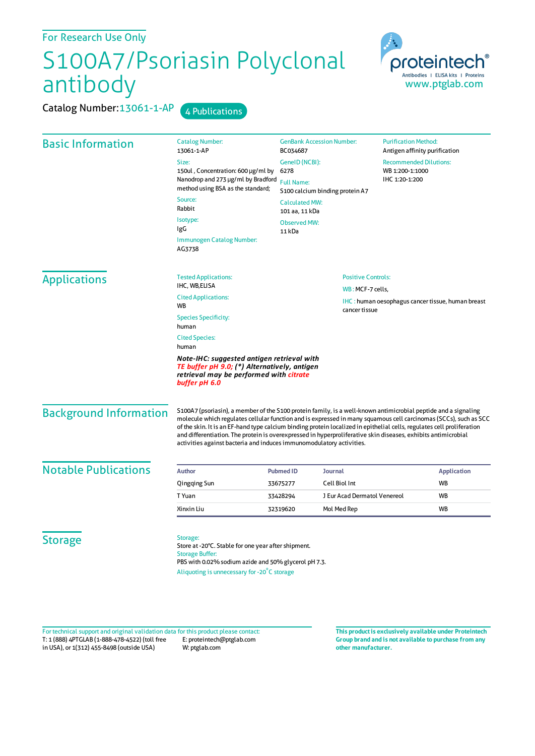For Research Use Only

# S100A7/Psoriasin Polyclonal antibody

Catalog Number: 13061-1-AP    4 Publications

proteintech®
Antibodies | ELISA kits | Proteins
www.ptglab.com

## Basic Information

Catalog Number:
13061-1-AP

Size:
150ul , Concentration: 600 μg/ml by Nanodrop and 273 μg/ml by Bradford method using BSA as the standard;

Source:
Rabbit

Isotype:
IgG

Immunogen Catalog Number:
AG3738

GenBank Accession Number:
BC034687

GeneID (NCBI):
6278

Full Name:
S100 calcium binding protein A7

Calculated MW:
101 aa, 11 kDa

Observed MW:
11 kDa

Purification Method:
Antigen affinity purification

Recommended Dilutions:
WB 1:200-1:1000
IHC 1:20-1:200

## Applications

Tested Applications:
IHC, WB,ELISA

Cited Applications:
WB

Species Specificity:
human

Cited Species:
human

***Note-IHC: suggested antigen retrieval with TE buffer pH 9.0; (\*) Alternatively, antigen retrieval may be performed with citrate buffer pH 6.0***

Positive Controls:

WB : MCF-7 cells,

IHC : human oesophagus cancer tissue, human breast cancer tissue

## Background Information

S100A7 (psoriasin), a member of the S100 protein family, is a well-known antimicrobial peptide and a signaling molecule which regulates cellular function and is expressed in many squamous cell carcinomas (SCCs), such as SCC of the skin. It is an EF-hand type calcium binding protein localized in epithelial cells, regulates cell proliferation and differentiation. The protein is overexpressed in hyperproliferative skin diseases, exhibits antimicrobial activities against bacteria and induces immunomodulatory activities.

## Notable Publications

| Author | Pubmed ID | Journal | Application |
|---|---|---|---|
| Qingqing Sun | 33675277 | Cell Biol Int | WB |
| T Yuan | 33428294 | J Eur Acad Dermatol Venereol | WB |
| Xinxin Liu | 32319620 | Mol Med Rep | WB |

## Storage

Storage:
Store at -20°C. Stable for one year after shipment.
Storage Buffer:
PBS with 0.02% sodium azide and 50% glycerol pH 7.3.
Aliquoting is unnecessary for -20°C storage

For technical support and original validation data for this product please contact:
T: 1 (888) 4PTGLAB (1-888-478-4522) (toll free in USA), or 1(312) 455-8498 (outside USA)
E: proteintech@ptglab.com
W: ptglab.com

**This product is exclusively available under Proteintech Group brand and is not available to purchase from any other manufacturer.**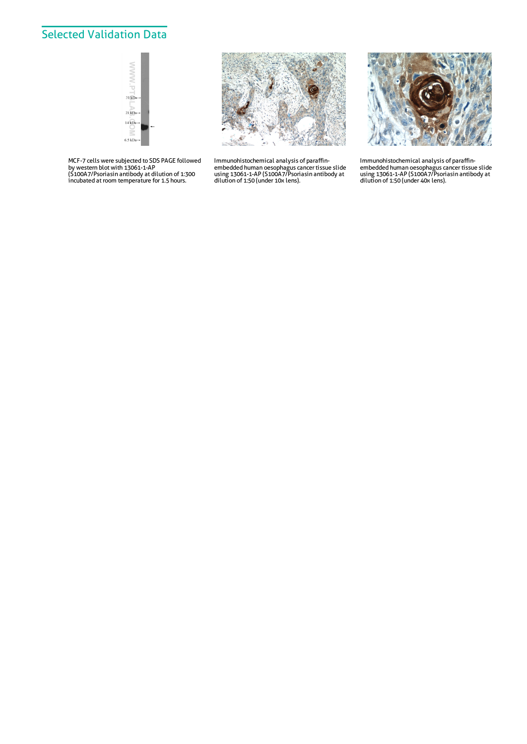## Selected Validation Data

31 kDa→
21 kDa→
14 kDa→
6.5 kDa→
←

MCF-7 cells were subjected to SDS PAGE followed by western blot with 13061-1-AP (S100A7/Psoriasin antibody at dilution of 1:300 incubated at room temperature for 1.5 hours.

Immunohistochemical analysis of paraffin-embedded human oesophagus cancer tissue slide using 13061-1-AP (S100A7/Psoriasin antibody at dilution of 1:50 (under 10x lens).

Immunohistochemical analysis of paraffin-embedded human oesophagus cancer tissue slide using 13061-1-AP (S100A7/Psoriasin antibody at dilution of 1:50 (under 40x lens).